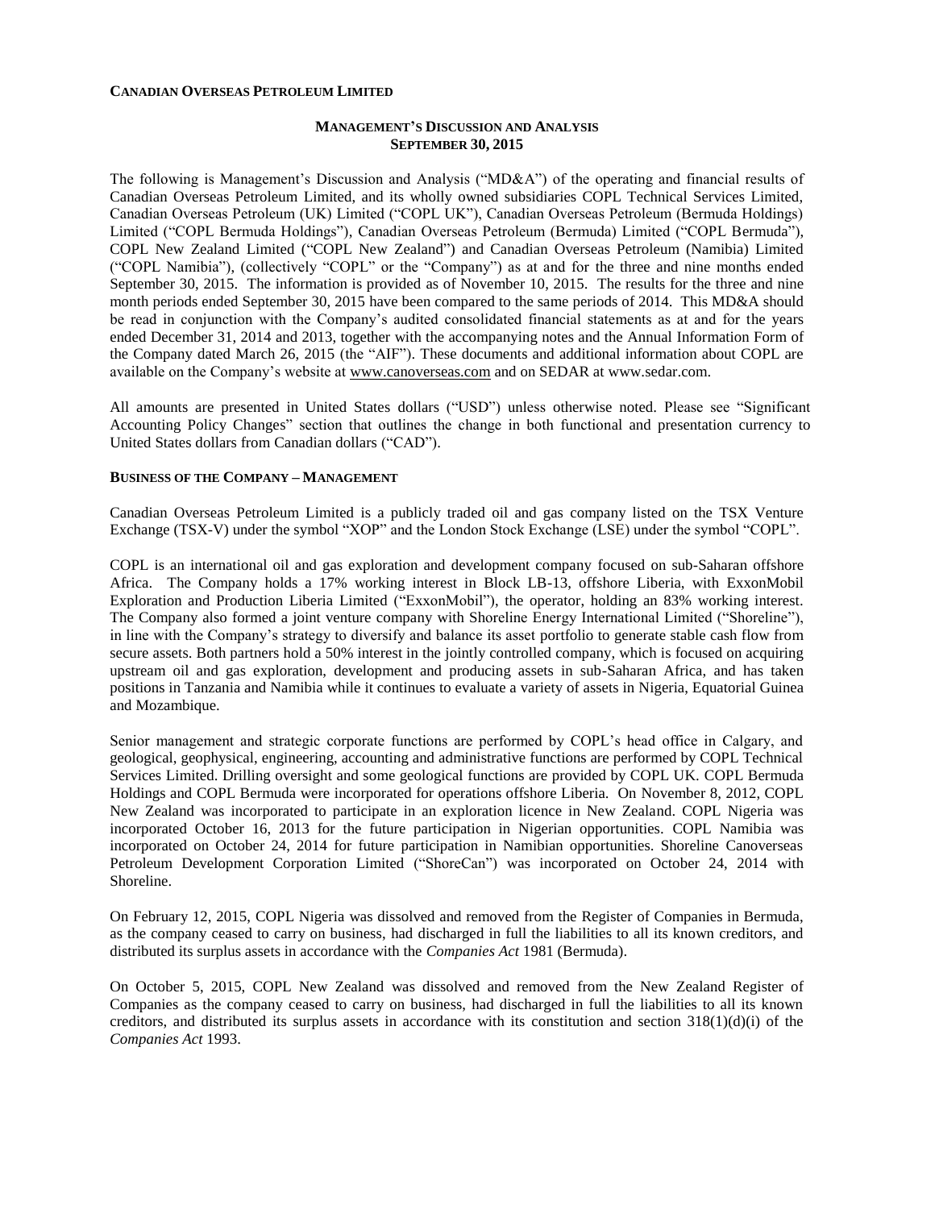**CANADIAN OVERSEAS PETROLEUM LIMITED**

# MANAGEMENT'S DISCUSSION AND ANALYSIS
## SEPTEMBER 30, 2015

The following is Management's Discussion and Analysis ("MD&A") of the operating and financial results of Canadian Overseas Petroleum Limited, and its wholly owned subsidiaries COPL Technical Services Limited, Canadian Overseas Petroleum (UK) Limited ("COPL UK"), Canadian Overseas Petroleum (Bermuda Holdings) Limited ("COPL Bermuda Holdings"), Canadian Overseas Petroleum (Bermuda) Limited ("COPL Bermuda"), COPL New Zealand Limited ("COPL New Zealand") and Canadian Overseas Petroleum (Namibia) Limited ("COPL Namibia"), (collectively "COPL" or the "Company") as at and for the three and nine months ended September 30, 2015. The information is provided as of November 10, 2015. The results for the three and nine month periods ended September 30, 2015 have been compared to the same periods of 2014. This MD&A should be read in conjunction with the Company's audited consolidated financial statements as at and for the years ended December 31, 2014 and 2013, together with the accompanying notes and the Annual Information Form of the Company dated March 26, 2015 (the "AIF"). These documents and additional information about COPL are available on the Company's website at www.canoverseas.com and on SEDAR at www.sedar.com.

All amounts are presented in United States dollars ("USD") unless otherwise noted. Please see "Significant Accounting Policy Changes" section that outlines the change in both functional and presentation currency to United States dollars from Canadian dollars ("CAD").

### BUSINESS OF THE COMPANY – MANAGEMENT

Canadian Overseas Petroleum Limited is a publicly traded oil and gas company listed on the TSX Venture Exchange (TSX-V) under the symbol "XOP" and the London Stock Exchange (LSE) under the symbol "COPL".

COPL is an international oil and gas exploration and development company focused on sub-Saharan offshore Africa. The Company holds a 17% working interest in Block LB-13, offshore Liberia, with ExxonMobil Exploration and Production Liberia Limited ("ExxonMobil"), the operator, holding an 83% working interest. The Company also formed a joint venture company with Shoreline Energy International Limited ("Shoreline"), in line with the Company's strategy to diversify and balance its asset portfolio to generate stable cash flow from secure assets. Both partners hold a 50% interest in the jointly controlled company, which is focused on acquiring upstream oil and gas exploration, development and producing assets in sub-Saharan Africa, and has taken positions in Tanzania and Namibia while it continues to evaluate a variety of assets in Nigeria, Equatorial Guinea and Mozambique.

Senior management and strategic corporate functions are performed by COPL's head office in Calgary, and geological, geophysical, engineering, accounting and administrative functions are performed by COPL Technical Services Limited. Drilling oversight and some geological functions are provided by COPL UK. COPL Bermuda Holdings and COPL Bermuda were incorporated for operations offshore Liberia. On November 8, 2012, COPL New Zealand was incorporated to participate in an exploration licence in New Zealand. COPL Nigeria was incorporated October 16, 2013 for the future participation in Nigerian opportunities. COPL Namibia was incorporated on October 24, 2014 for future participation in Namibian opportunities. Shoreline Canoverseas Petroleum Development Corporation Limited ("ShoreCan") was incorporated on October 24, 2014 with Shoreline.

On February 12, 2015, COPL Nigeria was dissolved and removed from the Register of Companies in Bermuda, as the company ceased to carry on business, had discharged in full the liabilities to all its known creditors, and distributed its surplus assets in accordance with the *Companies Act* 1981 (Bermuda).

On October 5, 2015, COPL New Zealand was dissolved and removed from the New Zealand Register of Companies as the company ceased to carry on business, had discharged in full the liabilities to all its known creditors, and distributed its surplus assets in accordance with its constitution and section 318(1)(d)(i) of the *Companies Act* 1993.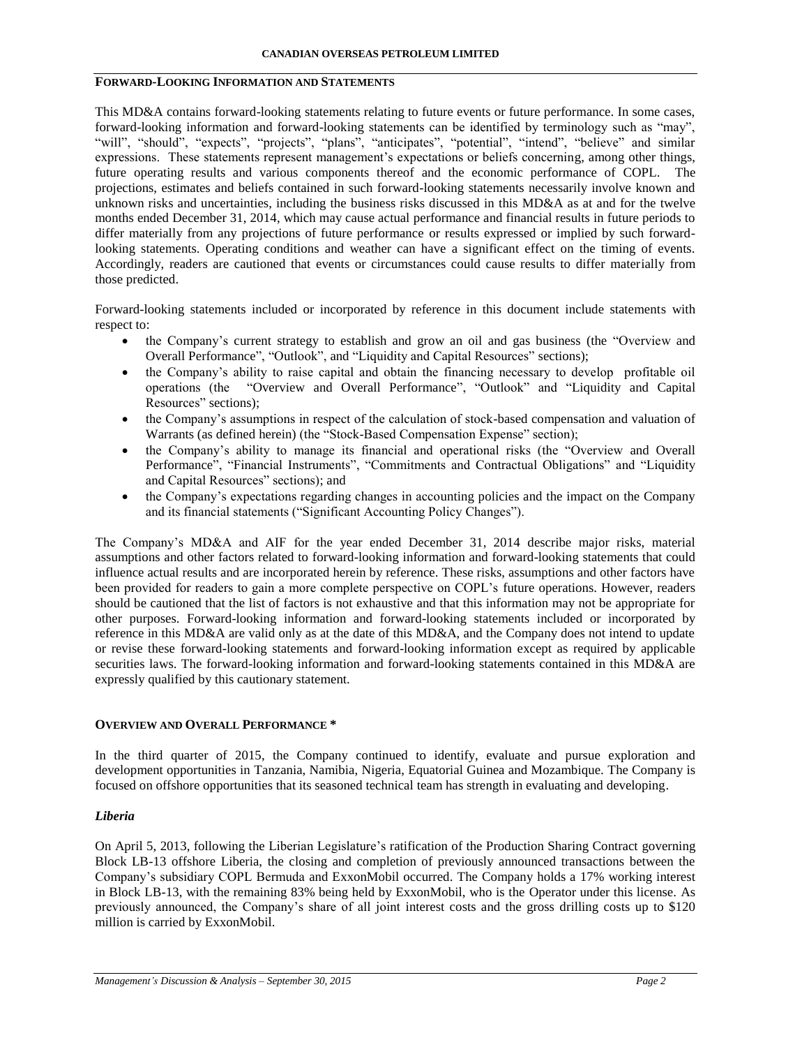## FORWARD-LOOKING INFORMATION AND STATEMENTS

This MD&A contains forward-looking statements relating to future events or future performance. In some cases, forward-looking information and forward-looking statements can be identified by terminology such as "may", "will", "should", "expects", "projects", "plans", "anticipates", "potential", "intend", "believe" and similar expressions. These statements represent management's expectations or beliefs concerning, among other things, future operating results and various components thereof and the economic performance of COPL. The projections, estimates and beliefs contained in such forward-looking statements necessarily involve known and unknown risks and uncertainties, including the business risks discussed in this MD&A as at and for the twelve months ended December 31, 2014, which may cause actual performance and financial results in future periods to differ materially from any projections of future performance or results expressed or implied by such forward-looking statements. Operating conditions and weather can have a significant effect on the timing of events. Accordingly, readers are cautioned that events or circumstances could cause results to differ materially from those predicted.

Forward-looking statements included or incorporated by reference in this document include statements with respect to:

- the Company's current strategy to establish and grow an oil and gas business (the "Overview and Overall Performance", "Outlook", and "Liquidity and Capital Resources" sections);
- the Company's ability to raise capital and obtain the financing necessary to develop profitable oil operations (the "Overview and Overall Performance", "Outlook" and "Liquidity and Capital Resources" sections);
- the Company's assumptions in respect of the calculation of stock-based compensation and valuation of Warrants (as defined herein) (the "Stock-Based Compensation Expense" section);
- the Company's ability to manage its financial and operational risks (the "Overview and Overall Performance", "Financial Instruments", "Commitments and Contractual Obligations" and "Liquidity and Capital Resources" sections); and
- the Company's expectations regarding changes in accounting policies and the impact on the Company and its financial statements ("Significant Accounting Policy Changes").

The Company's MD&A and AIF for the year ended December 31, 2014 describe major risks, material assumptions and other factors related to forward-looking information and forward-looking statements that could influence actual results and are incorporated herein by reference. These risks, assumptions and other factors have been provided for readers to gain a more complete perspective on COPL's future operations. However, readers should be cautioned that the list of factors is not exhaustive and that this information may not be appropriate for other purposes. Forward-looking information and forward-looking statements included or incorporated by reference in this MD&A are valid only as at the date of this MD&A, and the Company does not intend to update or revise these forward-looking statements and forward-looking information except as required by applicable securities laws. The forward-looking information and forward-looking statements contained in this MD&A are expressly qualified by this cautionary statement.

## OVERVIEW AND OVERALL PERFORMANCE *

In the third quarter of 2015, the Company continued to identify, evaluate and pursue exploration and development opportunities in Tanzania, Namibia, Nigeria, Equatorial Guinea and Mozambique. The Company is focused on offshore opportunities that its seasoned technical team has strength in evaluating and developing.

### *Liberia*

On April 5, 2013, following the Liberian Legislature's ratification of the Production Sharing Contract governing Block LB-13 offshore Liberia, the closing and completion of previously announced transactions between the Company's subsidiary COPL Bermuda and ExxonMobil occurred. The Company holds a 17% working interest in Block LB-13, with the remaining 83% being held by ExxonMobil, who is the Operator under this license. As previously announced, the Company's share of all joint interest costs and the gross drilling costs up to $120 million is carried by ExxonMobil.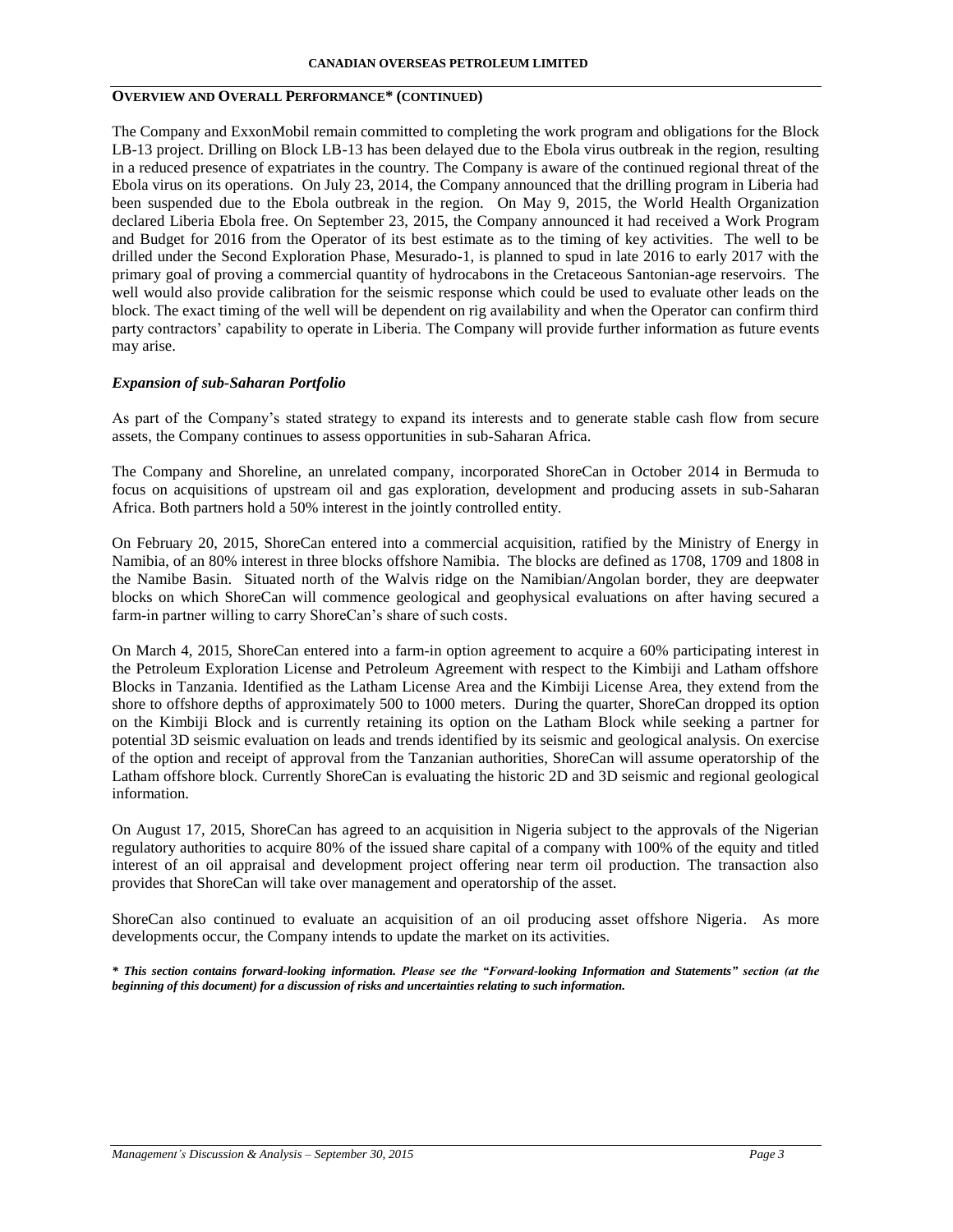## Overview and Overall Performance* (continued)

The Company and ExxonMobil remain committed to completing the work program and obligations for the Block LB-13 project. Drilling on Block LB-13 has been delayed due to the Ebola virus outbreak in the region, resulting in a reduced presence of expatriates in the country. The Company is aware of the continued regional threat of the Ebola virus on its operations. On July 23, 2014, the Company announced that the drilling program in Liberia had been suspended due to the Ebola outbreak in the region. On May 9, 2015, the World Health Organization declared Liberia Ebola free. On September 23, 2015, the Company announced it had received a Work Program and Budget for 2016 from the Operator of its best estimate as to the timing of key activities. The well to be drilled under the Second Exploration Phase, Mesurado-1, is planned to spud in late 2016 to early 2017 with the primary goal of proving a commercial quantity of hydrocabons in the Cretaceous Santonian-age reservoirs. The well would also provide calibration for the seismic response which could be used to evaluate other leads on the block. The exact timing of the well will be dependent on rig availability and when the Operator can confirm third party contractors' capability to operate in Liberia. The Company will provide further information as future events may arise.

### *Expansion of sub-Saharan Portfolio*

As part of the Company's stated strategy to expand its interests and to generate stable cash flow from secure assets, the Company continues to assess opportunities in sub-Saharan Africa.

The Company and Shoreline, an unrelated company, incorporated ShoreCan in October 2014 in Bermuda to focus on acquisitions of upstream oil and gas exploration, development and producing assets in sub-Saharan Africa. Both partners hold a 50% interest in the jointly controlled entity.

On February 20, 2015, ShoreCan entered into a commercial acquisition, ratified by the Ministry of Energy in Namibia, of an 80% interest in three blocks offshore Namibia. The blocks are defined as 1708, 1709 and 1808 in the Namibe Basin. Situated north of the Walvis ridge on the Namibian/Angolan border, they are deepwater blocks on which ShoreCan will commence geological and geophysical evaluations on after having secured a farm-in partner willing to carry ShoreCan's share of such costs.

On March 4, 2015, ShoreCan entered into a farm-in option agreement to acquire a 60% participating interest in the Petroleum Exploration License and Petroleum Agreement with respect to the Kimbiji and Latham offshore Blocks in Tanzania. Identified as the Latham License Area and the Kimbiji License Area, they extend from the shore to offshore depths of approximately 500 to 1000 meters. During the quarter, ShoreCan dropped its option on the Kimbiji Block and is currently retaining its option on the Latham Block while seeking a partner for potential 3D seismic evaluation on leads and trends identified by its seismic and geological analysis. On exercise of the option and receipt of approval from the Tanzanian authorities, ShoreCan will assume operatorship of the Latham offshore block. Currently ShoreCan is evaluating the historic 2D and 3D seismic and regional geological information.

On August 17, 2015, ShoreCan has agreed to an acquisition in Nigeria subject to the approvals of the Nigerian regulatory authorities to acquire 80% of the issued share capital of a company with 100% of the equity and titled interest of an oil appraisal and development project offering near term oil production. The transaction also provides that ShoreCan will take over management and operatorship of the asset.

ShoreCan also continued to evaluate an acquisition of an oil producing asset offshore Nigeria. As more developments occur, the Company intends to update the market on its activities.

***\* This section contains forward-looking information. Please see the "Forward-looking Information and Statements" section (at the beginning of this document) for a discussion of risks and uncertainties relating to such information.***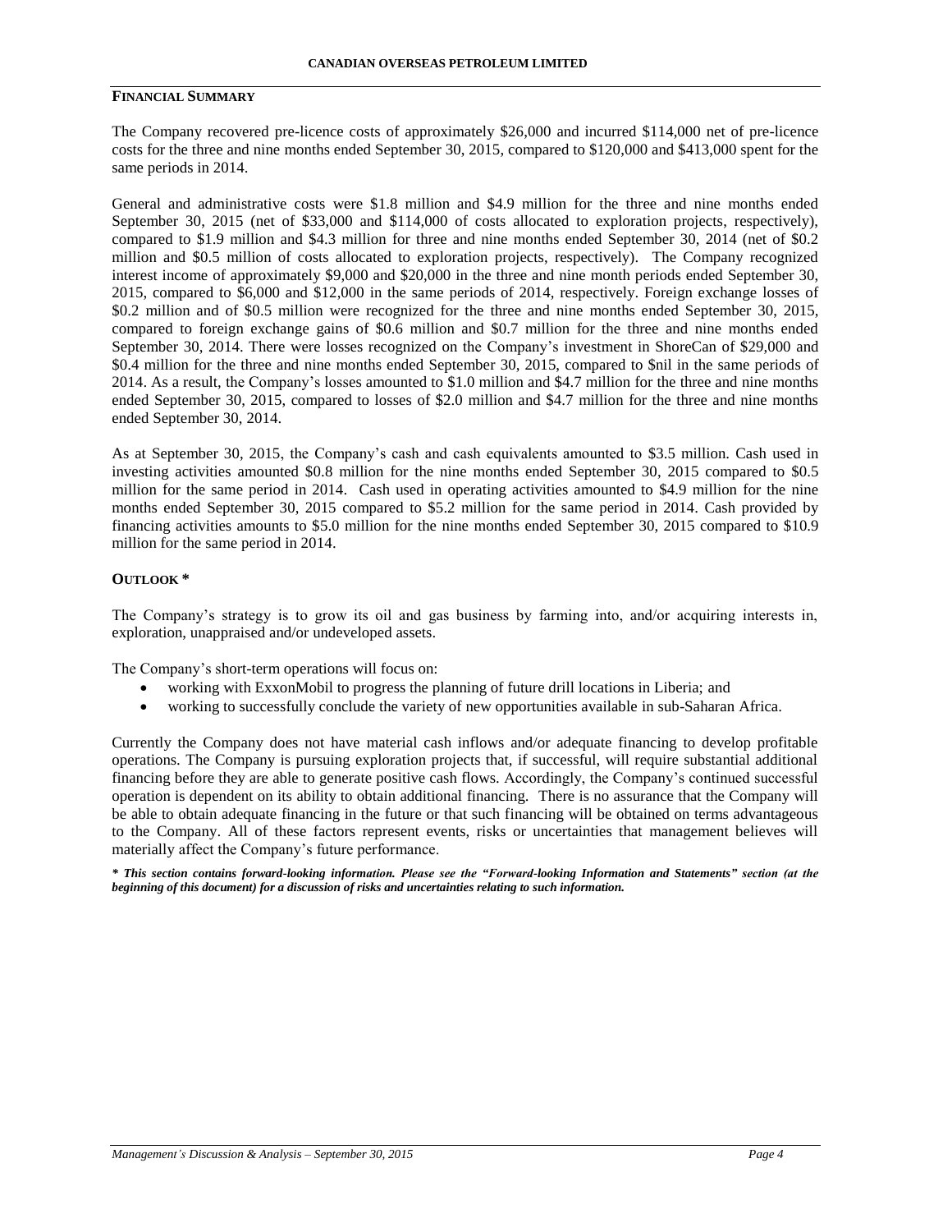## FINANCIAL SUMMARY

The Company recovered pre-licence costs of approximately $26,000 and incurred $114,000 net of pre-licence costs for the three and nine months ended September 30, 2015, compared to $120,000 and $413,000 spent for the same periods in 2014.

General and administrative costs were $1.8 million and $4.9 million for the three and nine months ended September 30, 2015 (net of $33,000 and $114,000 of costs allocated to exploration projects, respectively), compared to $1.9 million and $4.3 million for three and nine months ended September 30, 2014 (net of $0.2 million and $0.5 million of costs allocated to exploration projects, respectively). The Company recognized interest income of approximately $9,000 and $20,000 in the three and nine month periods ended September 30, 2015, compared to $6,000 and $12,000 in the same periods of 2014, respectively. Foreign exchange losses of $0.2 million and of $0.5 million were recognized for the three and nine months ended September 30, 2015, compared to foreign exchange gains of $0.6 million and $0.7 million for the three and nine months ended September 30, 2014. There were losses recognized on the Company's investment in ShoreCan of $29,000 and $0.4 million for the three and nine months ended September 30, 2015, compared to $nil in the same periods of 2014. As a result, the Company's losses amounted to $1.0 million and $4.7 million for the three and nine months ended September 30, 2015, compared to losses of $2.0 million and $4.7 million for the three and nine months ended September 30, 2014.

As at September 30, 2015, the Company's cash and cash equivalents amounted to $3.5 million. Cash used in investing activities amounted $0.8 million for the nine months ended September 30, 2015 compared to $0.5 million for the same period in 2014. Cash used in operating activities amounted to $4.9 million for the nine months ended September 30, 2015 compared to $5.2 million for the same period in 2014. Cash provided by financing activities amounts to $5.0 million for the nine months ended September 30, 2015 compared to $10.9 million for the same period in 2014.

## OUTLOOK *

The Company's strategy is to grow its oil and gas business by farming into, and/or acquiring interests in, exploration, unappraised and/or undeveloped assets.

The Company's short-term operations will focus on:

- working with ExxonMobil to progress the planning of future drill locations in Liberia; and
- working to successfully conclude the variety of new opportunities available in sub-Saharan Africa.

Currently the Company does not have material cash inflows and/or adequate financing to develop profitable operations. The Company is pursuing exploration projects that, if successful, will require substantial additional financing before they are able to generate positive cash flows. Accordingly, the Company's continued successful operation is dependent on its ability to obtain additional financing. There is no assurance that the Company will be able to obtain adequate financing in the future or that such financing will be obtained on terms advantageous to the Company. All of these factors represent events, risks or uncertainties that management believes will materially affect the Company's future performance.

***\* This section contains forward-looking information. Please see the "Forward-looking Information and Statements" section (at the beginning of this document) for a discussion of risks and uncertainties relating to such information.***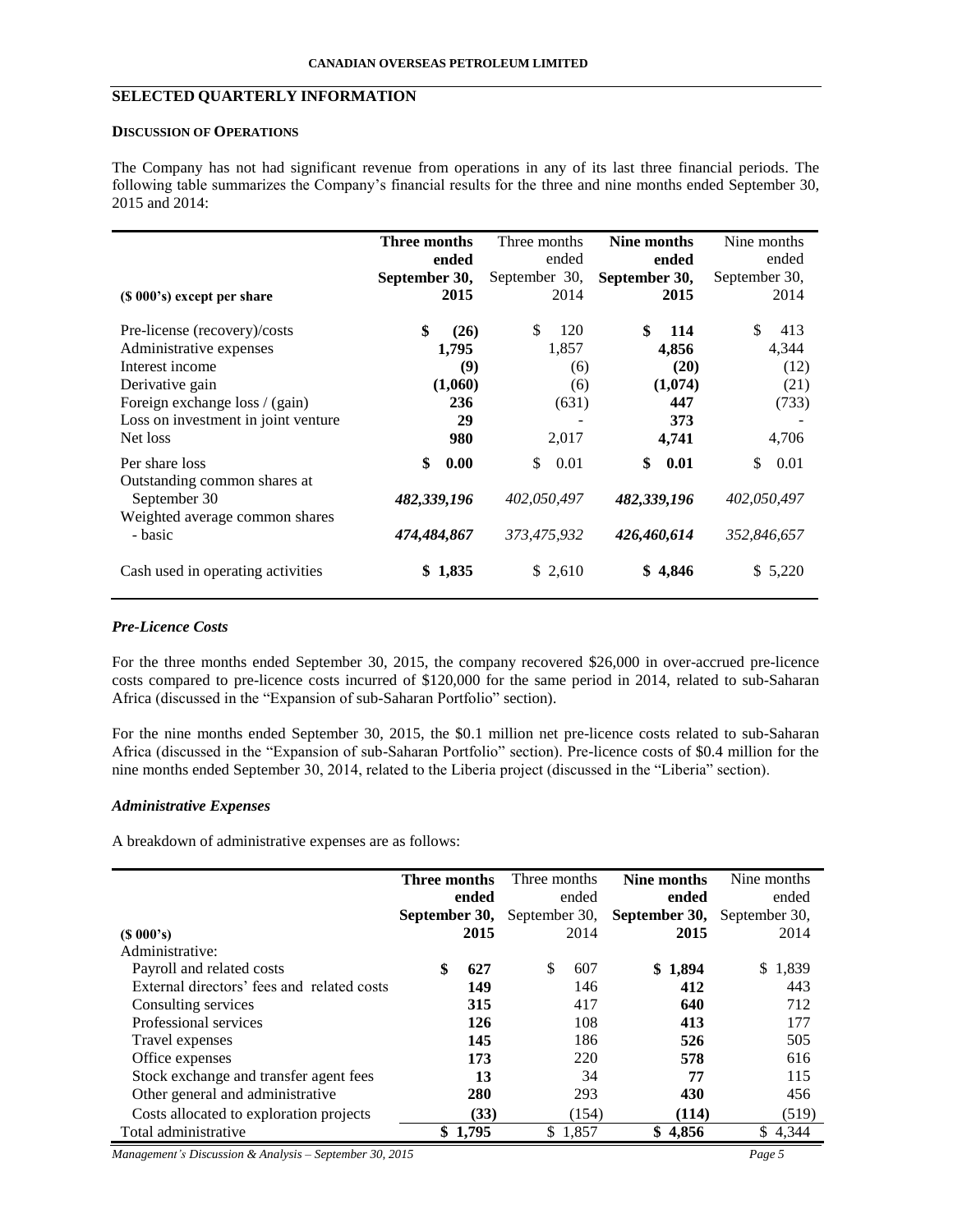## SELECTED QUARTERLY INFORMATION

### DISCUSSION OF OPERATIONS

The Company has not had significant revenue from operations in any of its last three financial periods. The following table summarizes the Company's financial results for the three and nine months ended September 30, 2015 and 2014:

| ($ 000's) except per share | **Three months ended September 30, 2015** | Three months ended September 30, 2014 | **Nine months ended September 30, 2015** | Nine months ended September 30, 2014 |
|---|---|---|---|---|
| Pre-license (recovery)/costs | **$ (26)** | $ 120 | **$ 114** | $ 413 |
| Administrative expenses | **1,795** | 1,857 | **4,856** | 4,344 |
| Interest income | **(9)** | (6) | **(20)** | (12) |
| Derivative gain | **(1,060)** | (6) | **(1,074)** | (21) |
| Foreign exchange loss / (gain) | **236** | (631) | **447** | (733) |
| Loss on investment in joint venture | **29** | - | **373** | - |
| Net loss | **980** | 2,017 | **4,741** | 4,706 |
| Per share loss | **$ 0.00** | $ 0.01 | **$ 0.01** | $ 0.01 |
| Outstanding common shares at September 30 | ***482,339,196*** | *402,050,497* | ***482,339,196*** | *402,050,497* |
| Weighted average common shares - basic | ***474,484,867*** | *373,475,932* | ***426,460,614*** | *352,846,657* |
| Cash used in operating activities | **$ 1,835** | $ 2,610 | **$ 4,846** | $ 5,220 |

### *Pre-Licence Costs*

For the three months ended September 30, 2015, the company recovered $26,000 in over-accrued pre-licence costs compared to pre-licence costs incurred of $120,000 for the same period in 2014, related to sub-Saharan Africa (discussed in the "Expansion of sub-Saharan Portfolio" section).

For the nine months ended September 30, 2015, the $0.1 million net pre-licence costs related to sub-Saharan Africa (discussed in the "Expansion of sub-Saharan Portfolio" section). Pre-licence costs of $0.4 million for the nine months ended September 30, 2014, related to the Liberia project (discussed in the "Liberia" section).

### *Administrative Expenses*

A breakdown of administrative expenses are as follows:

| ($ 000's) | **Three months ended September 30, 2015** | Three months ended September 30, 2014 | **Nine months ended September 30, 2015** | Nine months ended September 30, 2014 |
|---|---|---|---|---|
| Administrative: | | | | |
| Payroll and related costs | **$ 627** | $ 607 | **$ 1,894** | $ 1,839 |
| External directors' fees and related costs | **149** | 146 | **412** | 443 |
| Consulting services | **315** | 417 | **640** | 712 |
| Professional services | **126** | 108 | **413** | 177 |
| Travel expenses | **145** | 186 | **526** | 505 |
| Office expenses | **173** | 220 | **578** | 616 |
| Stock exchange and transfer agent fees | **13** | 34 | **77** | 115 |
| Other general and administrative | **280** | 293 | **430** | 456 |
| Costs allocated to exploration projects | **(33)** | (154) | **(114)** | (519) |
| Total administrative | **$ 1,795** | $ 1,857 | **$ 4,856** | $ 4,344 |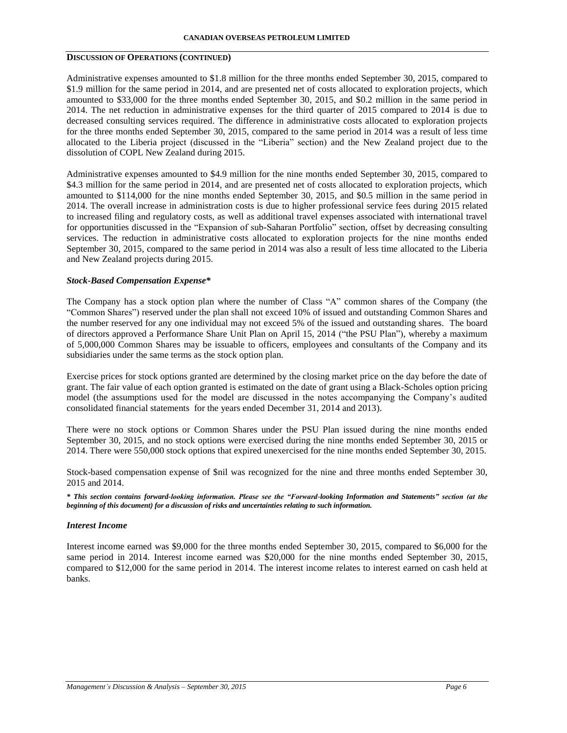**DISCUSSION OF OPERATIONS (CONTINUED)**

Administrative expenses amounted to $1.8 million for the three months ended September 30, 2015, compared to $1.9 million for the same period in 2014, and are presented net of costs allocated to exploration projects, which amounted to $33,000 for the three months ended September 30, 2015, and $0.2 million in the same period in 2014. The net reduction in administrative expenses for the third quarter of 2015 compared to 2014 is due to decreased consulting services required. The difference in administrative costs allocated to exploration projects for the three months ended September 30, 2015, compared to the same period in 2014 was a result of less time allocated to the Liberia project (discussed in the "Liberia" section) and the New Zealand project due to the dissolution of COPL New Zealand during 2015.

Administrative expenses amounted to $4.9 million for the nine months ended September 30, 2015, compared to $4.3 million for the same period in 2014, and are presented net of costs allocated to exploration projects, which amounted to $114,000 for the nine months ended September 30, 2015, and $0.5 million in the same period in 2014. The overall increase in administration costs is due to higher professional service fees during 2015 related to increased filing and regulatory costs, as well as additional travel expenses associated with international travel for opportunities discussed in the "Expansion of sub-Saharan Portfolio" section, offset by decreasing consulting services. The reduction in administrative costs allocated to exploration projects for the nine months ended September 30, 2015, compared to the same period in 2014 was also a result of less time allocated to the Liberia and New Zealand projects during 2015.

### *Stock-Based Compensation Expense**

The Company has a stock option plan where the number of Class "A" common shares of the Company (the "Common Shares") reserved under the plan shall not exceed 10% of issued and outstanding Common Shares and the number reserved for any one individual may not exceed 5% of the issued and outstanding shares. The board of directors approved a Performance Share Unit Plan on April 15, 2014 ("the PSU Plan"), whereby a maximum of 5,000,000 Common Shares may be issuable to officers, employees and consultants of the Company and its subsidiaries under the same terms as the stock option plan.

Exercise prices for stock options granted are determined by the closing market price on the day before the date of grant. The fair value of each option granted is estimated on the date of grant using a Black-Scholes option pricing model (the assumptions used for the model are discussed in the notes accompanying the Company's audited consolidated financial statements for the years ended December 31, 2014 and 2013).

There were no stock options or Common Shares under the PSU Plan issued during the nine months ended September 30, 2015, and no stock options were exercised during the nine months ended September 30, 2015 or 2014. There were 550,000 stock options that expired unexercised for the nine months ended September 30, 2015.

Stock-based compensation expense of $nil was recognized for the nine and three months ended September 30, 2015 and 2014.

***\* This section contains forward-looking information. Please see the "Forward-looking Information and Statements" section (at the beginning of this document) for a discussion of risks and uncertainties relating to such information.***

### *Interest Income*

Interest income earned was $9,000 for the three months ended September 30, 2015, compared to $6,000 for the same period in 2014. Interest income earned was $20,000 for the nine months ended September 30, 2015, compared to $12,000 for the same period in 2014. The interest income relates to interest earned on cash held at banks.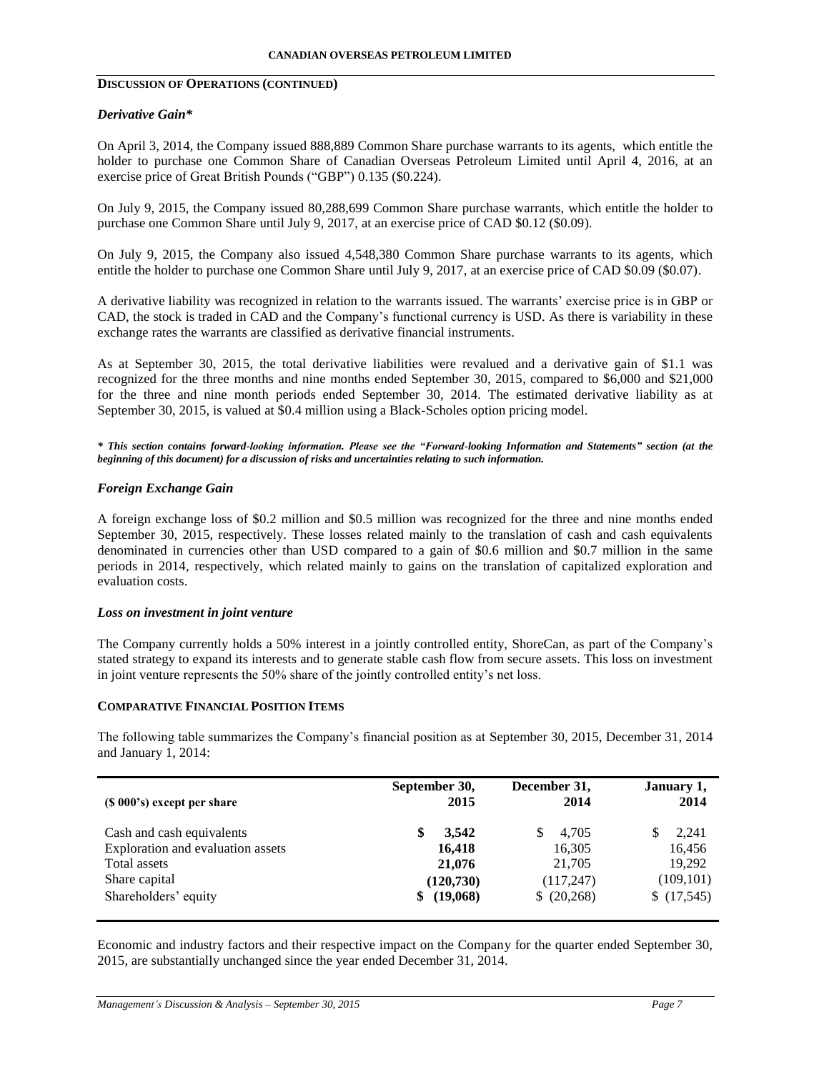## DISCUSSION OF OPERATIONS (CONTINUED)

### *Derivative Gain**

On April 3, 2014, the Company issued 888,889 Common Share purchase warrants to its agents, which entitle the holder to purchase one Common Share of Canadian Overseas Petroleum Limited until April 4, 2016, at an exercise price of Great British Pounds ("GBP") 0.135 ($0.224).

On July 9, 2015, the Company issued 80,288,699 Common Share purchase warrants, which entitle the holder to purchase one Common Share until July 9, 2017, at an exercise price of CAD $0.12 ($0.09).

On July 9, 2015, the Company also issued 4,548,380 Common Share purchase warrants to its agents, which entitle the holder to purchase one Common Share until July 9, 2017, at an exercise price of CAD $0.09 ($0.07).

A derivative liability was recognized in relation to the warrants issued. The warrants' exercise price is in GBP or CAD, the stock is traded in CAD and the Company's functional currency is USD. As there is variability in these exchange rates the warrants are classified as derivative financial instruments.

As at September 30, 2015, the total derivative liabilities were revalued and a derivative gain of $1.1 was recognized for the three months and nine months ended September 30, 2015, compared to $6,000 and $21,000 for the three and nine month periods ended September 30, 2014. The estimated derivative liability as at September 30, 2015, is valued at $0.4 million using a Black-Scholes option pricing model.

***\* This section contains forward-looking information. Please see the "Forward-looking Information and Statements" section (at the beginning of this document) for a discussion of risks and uncertainties relating to such information.***

### *Foreign Exchange Gain*

A foreign exchange loss of $0.2 million and $0.5 million was recognized for the three and nine months ended September 30, 2015, respectively. These losses related mainly to the translation of cash and cash equivalents denominated in currencies other than USD compared to a gain of $0.6 million and $0.7 million in the same periods in 2014, respectively, which related mainly to gains on the translation of capitalized exploration and evaluation costs.

### *Loss on investment in joint venture*

The Company currently holds a 50% interest in a jointly controlled entity, ShoreCan, as part of the Company's stated strategy to expand its interests and to generate stable cash flow from secure assets. This loss on investment in joint venture represents the 50% share of the jointly controlled entity's net loss.

## COMPARATIVE FINANCIAL POSITION ITEMS

The following table summarizes the Company's financial position as at September 30, 2015, December 31, 2014 and January 1, 2014:

| ($ 000's) except per share | September 30, 2015 | December 31, 2014 | January 1, 2014 |
|---|---|---|---|
| Cash and cash equivalents | **$ 3,542** | $ 4,705 | $ 2,241 |
| Exploration and evaluation assets | **16,418** | 16,305 | 16,456 |
| Total assets | **21,076** | 21,705 | 19,292 |
| Share capital | **(120,730)** | (117,247) | (109,101) |
| Shareholders' equity | **$ (19,068)** | $ (20,268) | $ (17,545) |

Economic and industry factors and their respective impact on the Company for the quarter ended September 30, 2015, are substantially unchanged since the year ended December 31, 2014.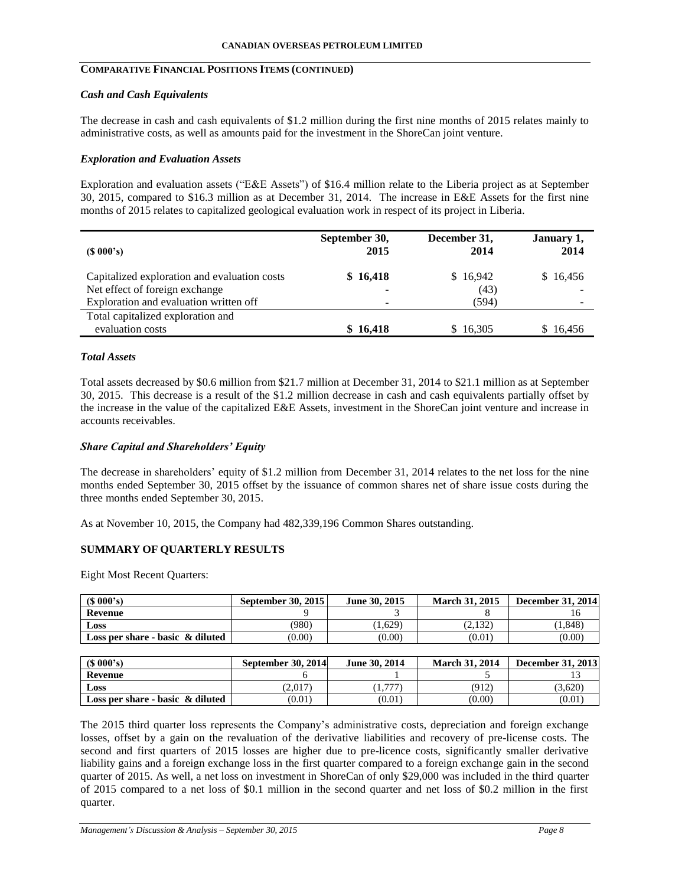## COMPARATIVE FINANCIAL POSITIONS ITEMS (CONTINUED)

### *Cash and Cash Equivalents*

The decrease in cash and cash equivalents of $1.2 million during the first nine months of 2015 relates mainly to administrative costs, as well as amounts paid for the investment in the ShoreCan joint venture.

### *Exploration and Evaluation Assets*

Exploration and evaluation assets ("E&E Assets") of $16.4 million relate to the Liberia project as at September 30, 2015, compared to $16.3 million as at December 31, 2014. The increase in E&E Assets for the first nine months of 2015 relates to capitalized geological evaluation work in respect of its project in Liberia.

| ($ 000's) | September 30, 2015 | December 31, 2014 | January 1, 2014 |
|---|---|---|---|
| Capitalized exploration and evaluation costs | **$ 16,418** | $ 16,942 | $ 16,456 |
| Net effect of foreign exchange | **-** | (43) | - |
| Exploration and evaluation written off | **-** | (594) | - |
| Total capitalized exploration and evaluation costs | **$ 16,418** | $ 16,305 | $ 16,456 |

### *Total Assets*

Total assets decreased by $0.6 million from $21.7 million at December 31, 2014 to $21.1 million as at September 30, 2015. This decrease is a result of the $1.2 million decrease in cash and cash equivalents partially offset by the increase in the value of the capitalized E&E Assets, investment in the ShoreCan joint venture and increase in accounts receivables.

### *Share Capital and Shareholders' Equity*

The decrease in shareholders' equity of $1.2 million from December 31, 2014 relates to the net loss for the nine months ended September 30, 2015 offset by the issuance of common shares net of share issue costs during the three months ended September 30, 2015.

As at November 10, 2015, the Company had 482,339,196 Common Shares outstanding.

## SUMMARY OF QUARTERLY RESULTS

Eight Most Recent Quarters:

| ($ 000's) | September 30, 2015 | June 30, 2015 | March 31, 2015 | December 31, 2014 |
|---|---|---|---|---|
| **Revenue** | 9 | 3 | 8 | 16 |
| **Loss** | (980) | (1,629) | (2,132) | (1,848) |
| **Loss per share - basic & diluted** | (0.00) | (0.00) | (0.01) | (0.00) |

| ($ 000's) | September 30, 2014 | June 30, 2014 | March 31, 2014 | December 31, 2013 |
|---|---|---|---|---|
| **Revenue** | 6 | 1 | 5 | 13 |
| **Loss** | (2,017) | (1,777) | (912) | (3,620) |
| **Loss per share - basic & diluted** | (0.01) | (0.01) | (0.00) | (0.01) |

The 2015 third quarter loss represents the Company's administrative costs, depreciation and foreign exchange losses, offset by a gain on the revaluation of the derivative liabilities and recovery of pre-license costs. The second and first quarters of 2015 losses are higher due to pre-licence costs, significantly smaller derivative liability gains and a foreign exchange loss in the first quarter compared to a foreign exchange gain in the second quarter of 2015. As well, a net loss on investment in ShoreCan of only $29,000 was included in the third quarter of 2015 compared to a net loss of $0.1 million in the second quarter and net loss of $0.2 million in the first quarter.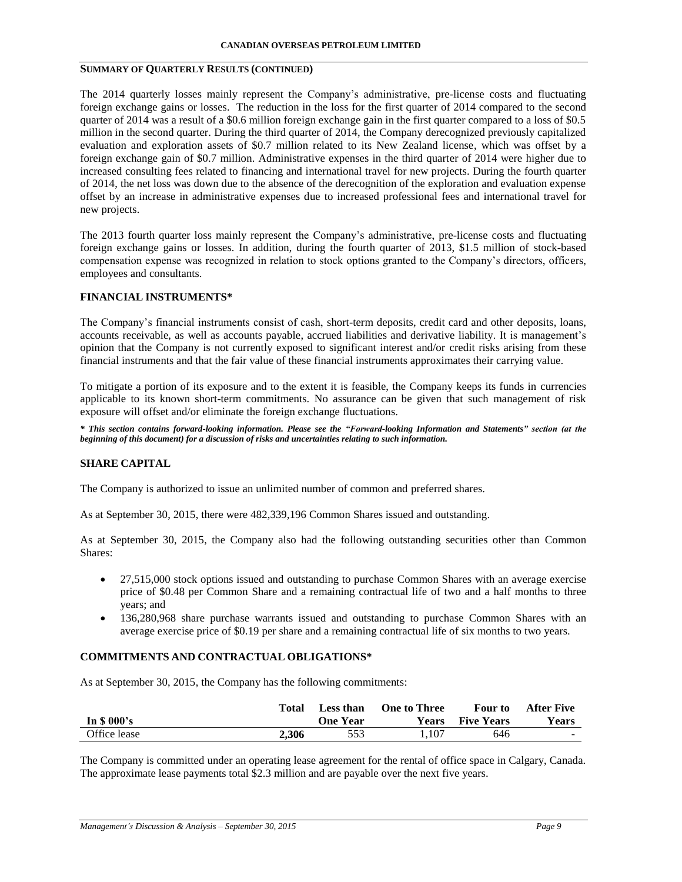## SUMMARY OF QUARTERLY RESULTS (CONTINUED)

The 2014 quarterly losses mainly represent the Company's administrative, pre-license costs and fluctuating foreign exchange gains or losses. The reduction in the loss for the first quarter of 2014 compared to the second quarter of 2014 was a result of a $0.6 million foreign exchange gain in the first quarter compared to a loss of $0.5 million in the second quarter. During the third quarter of 2014, the Company derecognized previously capitalized evaluation and exploration assets of $0.7 million related to its New Zealand license, which was offset by a foreign exchange gain of $0.7 million. Administrative expenses in the third quarter of 2014 were higher due to increased consulting fees related to financing and international travel for new projects. During the fourth quarter of 2014, the net loss was down due to the absence of the derecognition of the exploration and evaluation expense offset by an increase in administrative expenses due to increased professional fees and international travel for new projects.

The 2013 fourth quarter loss mainly represent the Company's administrative, pre-license costs and fluctuating foreign exchange gains or losses. In addition, during the fourth quarter of 2013, $1.5 million of stock-based compensation expense was recognized in relation to stock options granted to the Company's directors, officers, employees and consultants.

## FINANCIAL INSTRUMENTS*

The Company's financial instruments consist of cash, short-term deposits, credit card and other deposits, loans, accounts receivable, as well as accounts payable, accrued liabilities and derivative liability. It is management's opinion that the Company is not currently exposed to significant interest and/or credit risks arising from these financial instruments and that the fair value of these financial instruments approximates their carrying value.

To mitigate a portion of its exposure and to the extent it is feasible, the Company keeps its funds in currencies applicable to its known short-term commitments. No assurance can be given that such management of risk exposure will offset and/or eliminate the foreign exchange fluctuations.

***\* This section contains forward-looking information. Please see the "Forward-looking Information and Statements" section (at the beginning of this document) for a discussion of risks and uncertainties relating to such information.***

## SHARE CAPITAL

The Company is authorized to issue an unlimited number of common and preferred shares.

As at September 30, 2015, there were 482,339,196 Common Shares issued and outstanding.

As at September 30, 2015, the Company also had the following outstanding securities other than Common Shares:

- 27,515,000 stock options issued and outstanding to purchase Common Shares with an average exercise price of $0.48 per Common Share and a remaining contractual life of two and a half months to three years; and
- 136,280,968 share purchase warrants issued and outstanding to purchase Common Shares with an average exercise price of $0.19 per share and a remaining contractual life of six months to two years.

## COMMITMENTS AND CONTRACTUAL OBLIGATIONS*

As at September 30, 2015, the Company has the following commitments:

| In $ 000's | Total | Less than One Year | One to Three Years | Four to Five Years | After Five Years |
|---|---|---|---|---|---|
| Office lease | **2,306** | 553 | 1,107 | 646 | - |

The Company is committed under an operating lease agreement for the rental of office space in Calgary, Canada. The approximate lease payments total $2.3 million and are payable over the next five years.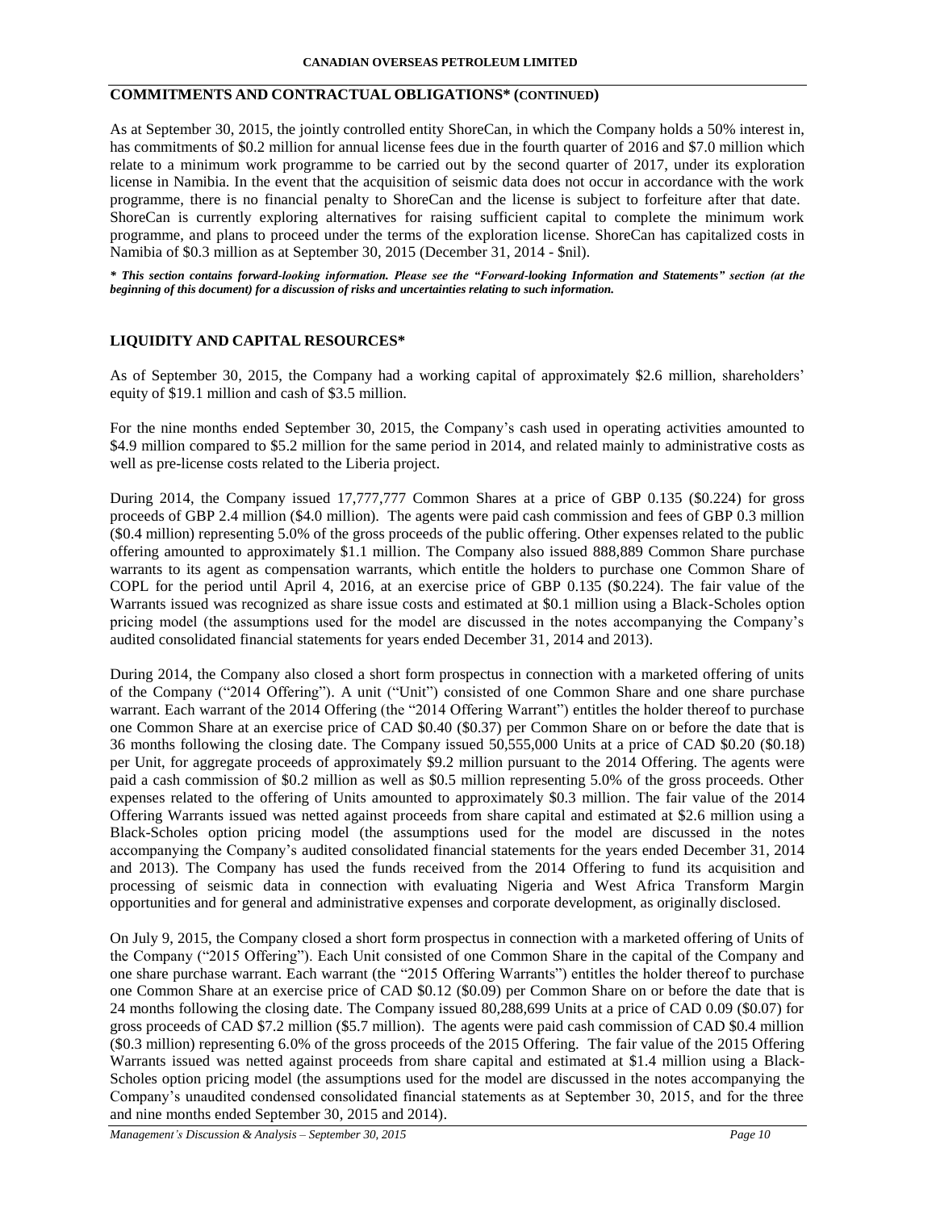## COMMITMENTS AND CONTRACTUAL OBLIGATIONS* (CONTINUED)

As at September 30, 2015, the jointly controlled entity ShoreCan, in which the Company holds a 50% interest in, has commitments of $0.2 million for annual license fees due in the fourth quarter of 2016 and $7.0 million which relate to a minimum work programme to be carried out by the second quarter of 2017, under its exploration license in Namibia. In the event that the acquisition of seismic data does not occur in accordance with the work programme, there is no financial penalty to ShoreCan and the license is subject to forfeiture after that date. ShoreCan is currently exploring alternatives for raising sufficient capital to complete the minimum work programme, and plans to proceed under the terms of the exploration license. ShoreCan has capitalized costs in Namibia of $0.3 million as at September 30, 2015 (December 31, 2014 - $nil).

***\* This section contains forward-looking information. Please see the "Forward-looking Information and Statements" section (at the beginning of this document) for a discussion of risks and uncertainties relating to such information.***

## LIQUIDITY AND CAPITAL RESOURCES*

As of September 30, 2015, the Company had a working capital of approximately $2.6 million, shareholders' equity of $19.1 million and cash of $3.5 million.

For the nine months ended September 30, 2015, the Company's cash used in operating activities amounted to $4.9 million compared to $5.2 million for the same period in 2014, and related mainly to administrative costs as well as pre-license costs related to the Liberia project.

During 2014, the Company issued 17,777,777 Common Shares at a price of GBP 0.135 ($0.224) for gross proceeds of GBP 2.4 million ($4.0 million). The agents were paid cash commission and fees of GBP 0.3 million ($0.4 million) representing 5.0% of the gross proceeds of the public offering. Other expenses related to the public offering amounted to approximately $1.1 million. The Company also issued 888,889 Common Share purchase warrants to its agent as compensation warrants, which entitle the holders to purchase one Common Share of COPL for the period until April 4, 2016, at an exercise price of GBP 0.135 ($0.224). The fair value of the Warrants issued was recognized as share issue costs and estimated at $0.1 million using a Black-Scholes option pricing model (the assumptions used for the model are discussed in the notes accompanying the Company's audited consolidated financial statements for years ended December 31, 2014 and 2013).

During 2014, the Company also closed a short form prospectus in connection with a marketed offering of units of the Company ("2014 Offering"). A unit ("Unit") consisted of one Common Share and one share purchase warrant. Each warrant of the 2014 Offering (the "2014 Offering Warrant") entitles the holder thereof to purchase one Common Share at an exercise price of CAD $0.40 ($0.37) per Common Share on or before the date that is 36 months following the closing date. The Company issued 50,555,000 Units at a price of CAD $0.20 ($0.18) per Unit, for aggregate proceeds of approximately $9.2 million pursuant to the 2014 Offering. The agents were paid a cash commission of $0.2 million as well as $0.5 million representing 5.0% of the gross proceeds. Other expenses related to the offering of Units amounted to approximately $0.3 million. The fair value of the 2014 Offering Warrants issued was netted against proceeds from share capital and estimated at $2.6 million using a Black-Scholes option pricing model (the assumptions used for the model are discussed in the notes accompanying the Company's audited consolidated financial statements for the years ended December 31, 2014 and 2013). The Company has used the funds received from the 2014 Offering to fund its acquisition and processing of seismic data in connection with evaluating Nigeria and West Africa Transform Margin opportunities and for general and administrative expenses and corporate development, as originally disclosed.

On July 9, 2015, the Company closed a short form prospectus in connection with a marketed offering of Units of the Company ("2015 Offering"). Each Unit consisted of one Common Share in the capital of the Company and one share purchase warrant. Each warrant (the "2015 Offering Warrants") entitles the holder thereof to purchase one Common Share at an exercise price of CAD $0.12 ($0.09) per Common Share on or before the date that is 24 months following the closing date. The Company issued 80,288,699 Units at a price of CAD 0.09 ($0.07) for gross proceeds of CAD $7.2 million ($5.7 million). The agents were paid cash commission of CAD $0.4 million ($0.3 million) representing 6.0% of the gross proceeds of the 2015 Offering. The fair value of the 2015 Offering Warrants issued was netted against proceeds from share capital and estimated at $1.4 million using a Black-Scholes option pricing model (the assumptions used for the model are discussed in the notes accompanying the Company's unaudited condensed consolidated financial statements as at September 30, 2015, and for the three and nine months ended September 30, 2015 and 2014).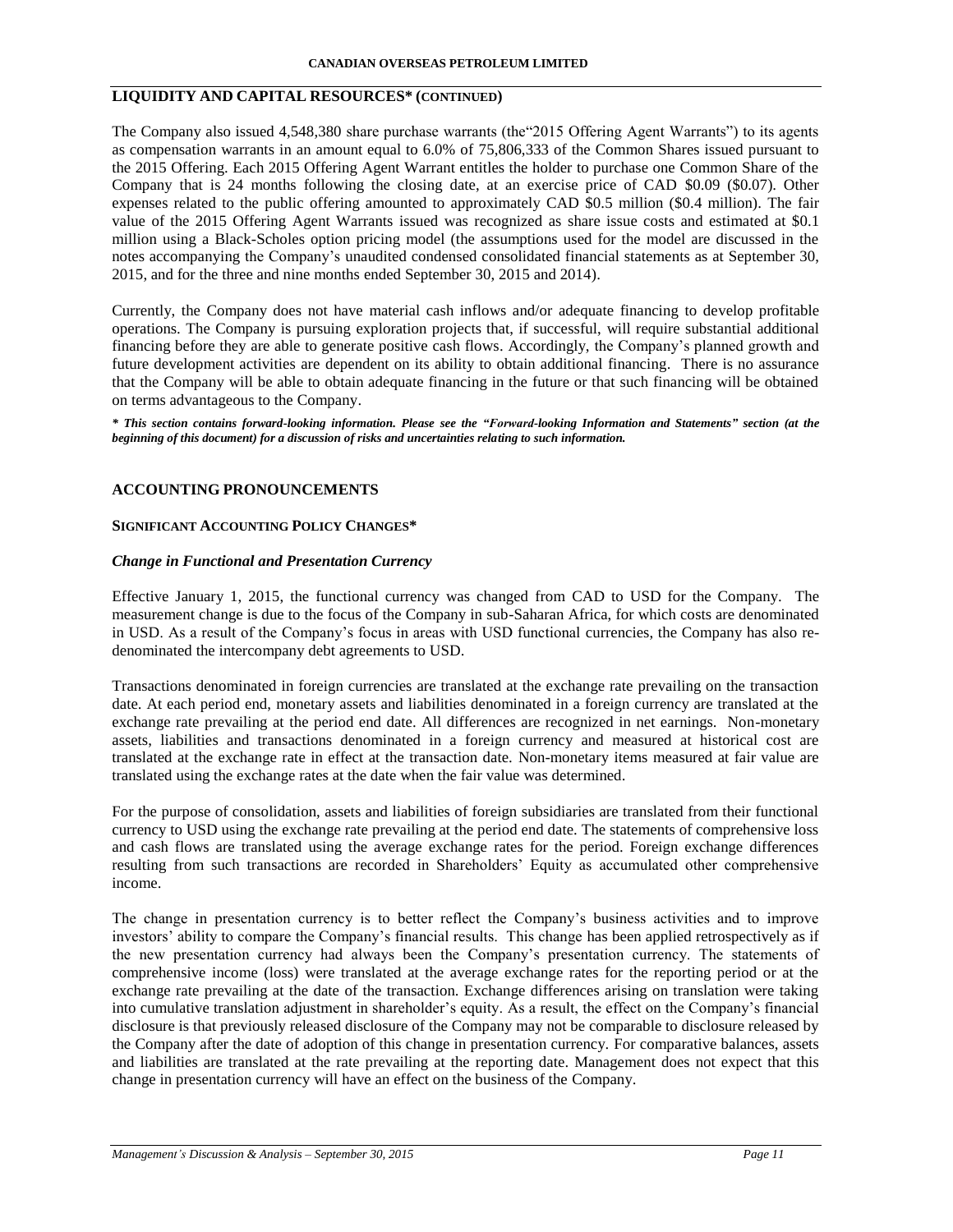## LIQUIDITY AND CAPITAL RESOURCES* (CONTINUED)

The Company also issued 4,548,380 share purchase warrants (the"2015 Offering Agent Warrants") to its agents as compensation warrants in an amount equal to 6.0% of 75,806,333 of the Common Shares issued pursuant to the 2015 Offering. Each 2015 Offering Agent Warrant entitles the holder to purchase one Common Share of the Company that is 24 months following the closing date, at an exercise price of CAD $0.09 ($0.07). Other expenses related to the public offering amounted to approximately CAD $0.5 million ($0.4 million). The fair value of the 2015 Offering Agent Warrants issued was recognized as share issue costs and estimated at $0.1 million using a Black-Scholes option pricing model (the assumptions used for the model are discussed in the notes accompanying the Company's unaudited condensed consolidated financial statements as at September 30, 2015, and for the three and nine months ended September 30, 2015 and 2014).

Currently, the Company does not have material cash inflows and/or adequate financing to develop profitable operations. The Company is pursuing exploration projects that, if successful, will require substantial additional financing before they are able to generate positive cash flows. Accordingly, the Company's planned growth and future development activities are dependent on its ability to obtain additional financing. There is no assurance that the Company will be able to obtain adequate financing in the future or that such financing will be obtained on terms advantageous to the Company.

***\* This section contains forward-looking information. Please see the "Forward-looking Information and Statements" section (at the beginning of this document) for a discussion of risks and uncertainties relating to such information.***

## ACCOUNTING PRONOUNCEMENTS

### SIGNIFICANT ACCOUNTING POLICY CHANGES*

#### *Change in Functional and Presentation Currency*

Effective January 1, 2015, the functional currency was changed from CAD to USD for the Company. The measurement change is due to the focus of the Company in sub-Saharan Africa, for which costs are denominated in USD. As a result of the Company's focus in areas with USD functional currencies, the Company has also re-denominated the intercompany debt agreements to USD.

Transactions denominated in foreign currencies are translated at the exchange rate prevailing on the transaction date. At each period end, monetary assets and liabilities denominated in a foreign currency are translated at the exchange rate prevailing at the period end date. All differences are recognized in net earnings. Non-monetary assets, liabilities and transactions denominated in a foreign currency and measured at historical cost are translated at the exchange rate in effect at the transaction date. Non-monetary items measured at fair value are translated using the exchange rates at the date when the fair value was determined.

For the purpose of consolidation, assets and liabilities of foreign subsidiaries are translated from their functional currency to USD using the exchange rate prevailing at the period end date. The statements of comprehensive loss and cash flows are translated using the average exchange rates for the period. Foreign exchange differences resulting from such transactions are recorded in Shareholders' Equity as accumulated other comprehensive income.

The change in presentation currency is to better reflect the Company's business activities and to improve investors' ability to compare the Company's financial results. This change has been applied retrospectively as if the new presentation currency had always been the Company's presentation currency. The statements of comprehensive income (loss) were translated at the average exchange rates for the reporting period or at the exchange rate prevailing at the date of the transaction. Exchange differences arising on translation were taking into cumulative translation adjustment in shareholder's equity. As a result, the effect on the Company's financial disclosure is that previously released disclosure of the Company may not be comparable to disclosure released by the Company after the date of adoption of this change in presentation currency. For comparative balances, assets and liabilities are translated at the rate prevailing at the reporting date. Management does not expect that this change in presentation currency will have an effect on the business of the Company.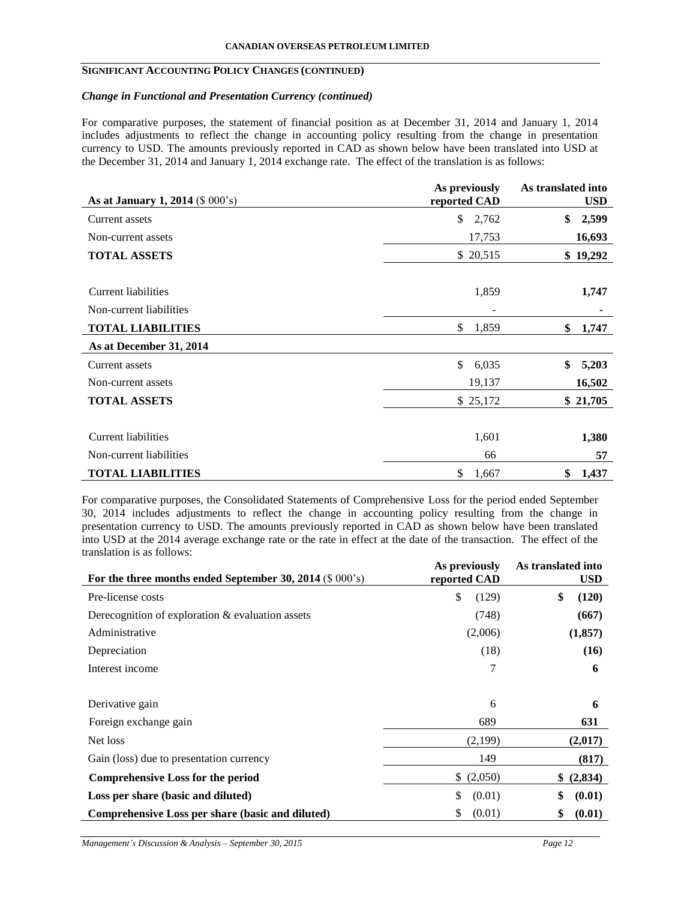## SIGNIFICANT ACCOUNTING POLICY CHANGES (CONTINUED)

### *Change in Functional and Presentation Currency (continued)*

For comparative purposes, the statement of financial position as at December 31, 2014 and January 1, 2014 includes adjustments to reflect the change in accounting policy resulting from the change in presentation currency to USD. The amounts previously reported in CAD as shown below have been translated into USD at the December 31, 2014 and January 1, 2014 exchange rate. The effect of the translation is as follows:

| As at January 1, 2014 ($ 000's) | As previously reported CAD | As translated into USD |
|---|---|---|
| Current assets | $ 2,762 | **$ 2,599** |
| Non-current assets | 17,753 | **16,693** |
| **TOTAL ASSETS** | $ 20,515 | **$ 19,292** |
| | | |
| Current liabilities | 1,859 | **1,747** |
| Non-current liabilities | - | **-** |
| **TOTAL LIABILITIES** | $ 1,859 | **$ 1,747** |
| **As at December 31, 2014** | | |
| Current assets | $ 6,035 | **$ 5,203** |
| Non-current assets | 19,137 | **16,502** |
| **TOTAL ASSETS** | $ 25,172 | **$ 21,705** |
| | | |
| Current liabilities | 1,601 | **1,380** |
| Non-current liabilities | 66 | **57** |
| **TOTAL LIABILITIES** | $ 1,667 | **$ 1,437** |

For comparative purposes, the Consolidated Statements of Comprehensive Loss for the period ended September 30, 2014 includes adjustments to reflect the change in accounting policy resulting from the change in presentation currency to USD. The amounts previously reported in CAD as shown below have been translated into USD at the 2014 average exchange rate or the rate in effect at the date of the transaction. The effect of the translation is as follows:

| For the three months ended September 30, 2014 ($ 000's) | As previously reported CAD | As translated into USD |
|---|---|---|
| Pre-license costs | $ (129) | **$ (120)** |
| Derecognition of exploration & evaluation assets | (748) | **(667)** |
| Administrative | (2,006) | **(1,857)** |
| Depreciation | (18) | **(16)** |
| Interest income | 7 | **6** |
| | | |
| Derivative gain | 6 | **6** |
| Foreign exchange gain | 689 | **631** |
| Net loss | (2,199) | **(2,017)** |
| Gain (loss) due to presentation currency | 149 | **(817)** |
| **Comprehensive Loss for the period** | $ (2,050) | **$ (2,834)** |
| **Loss per share (basic and diluted)** | $ (0.01) | **$ (0.01)** |
| **Comprehensive Loss per share (basic and diluted)** | $ (0.01) | **$ (0.01)** |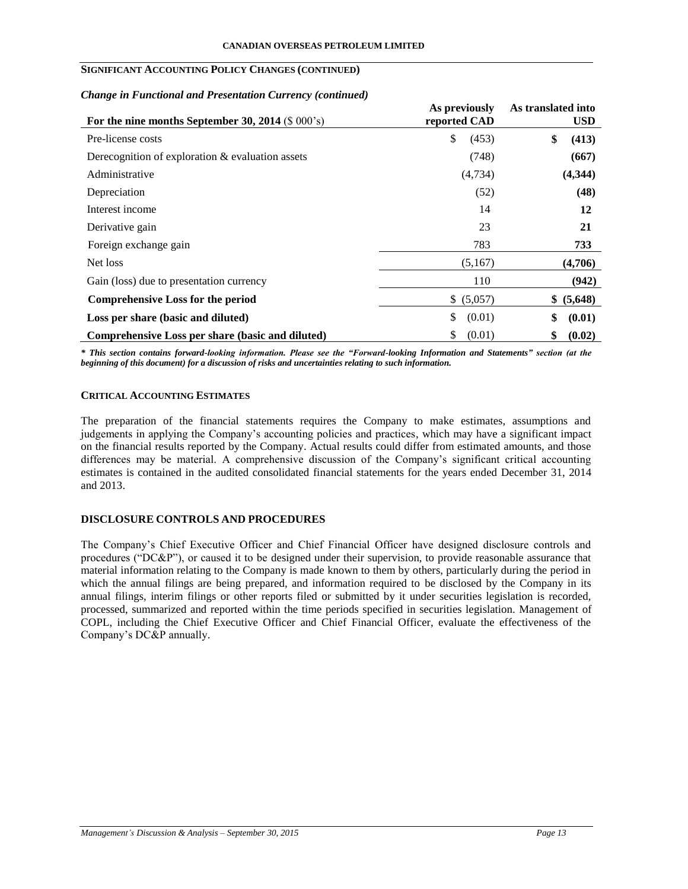## SIGNIFICANT ACCOUNTING POLICY CHANGES (CONTINUED)

*Change in Functional and Presentation Currency (continued)*

| For the nine months September 30, 2014 ($ 000's) | As previously reported CAD | As translated into USD |
|---|---|---|
| Pre-license costs | $ (453) | **$ (413)** |
| Derecognition of exploration & evaluation assets | (748) | **(667)** |
| Administrative | (4,734) | **(4,344)** |
| Depreciation | (52) | **(48)** |
| Interest income | 14 | **12** |
| Derivative gain | 23 | **21** |
| Foreign exchange gain | 783 | **733** |
| Net loss | (5,167) | **(4,706)** |
| Gain (loss) due to presentation currency | 110 | **(942)** |
| **Comprehensive Loss for the period** | $ (5,057) | **$ (5,648)** |
| **Loss per share (basic and diluted)** | $ (0.01) | **$ (0.01)** |
| **Comprehensive Loss per share (basic and diluted)** | $ (0.01) | **$ (0.02)** |

***\* This section contains forward-looking information. Please see the "Forward-looking Information and Statements" section (at the beginning of this document) for a discussion of risks and uncertainties relating to such information.***

## CRITICAL ACCOUNTING ESTIMATES

The preparation of the financial statements requires the Company to make estimates, assumptions and judgements in applying the Company's accounting policies and practices, which may have a significant impact on the financial results reported by the Company. Actual results could differ from estimated amounts, and those differences may be material. A comprehensive discussion of the Company's significant critical accounting estimates is contained in the audited consolidated financial statements for the years ended December 31, 2014 and 2013.

## DISCLOSURE CONTROLS AND PROCEDURES

The Company's Chief Executive Officer and Chief Financial Officer have designed disclosure controls and procedures ("DC&P"), or caused it to be designed under their supervision, to provide reasonable assurance that material information relating to the Company is made known to them by others, particularly during the period in which the annual filings are being prepared, and information required to be disclosed by the Company in its annual filings, interim filings or other reports filed or submitted by it under securities legislation is recorded, processed, summarized and reported within the time periods specified in securities legislation. Management of COPL, including the Chief Executive Officer and Chief Financial Officer, evaluate the effectiveness of the Company's DC&P annually.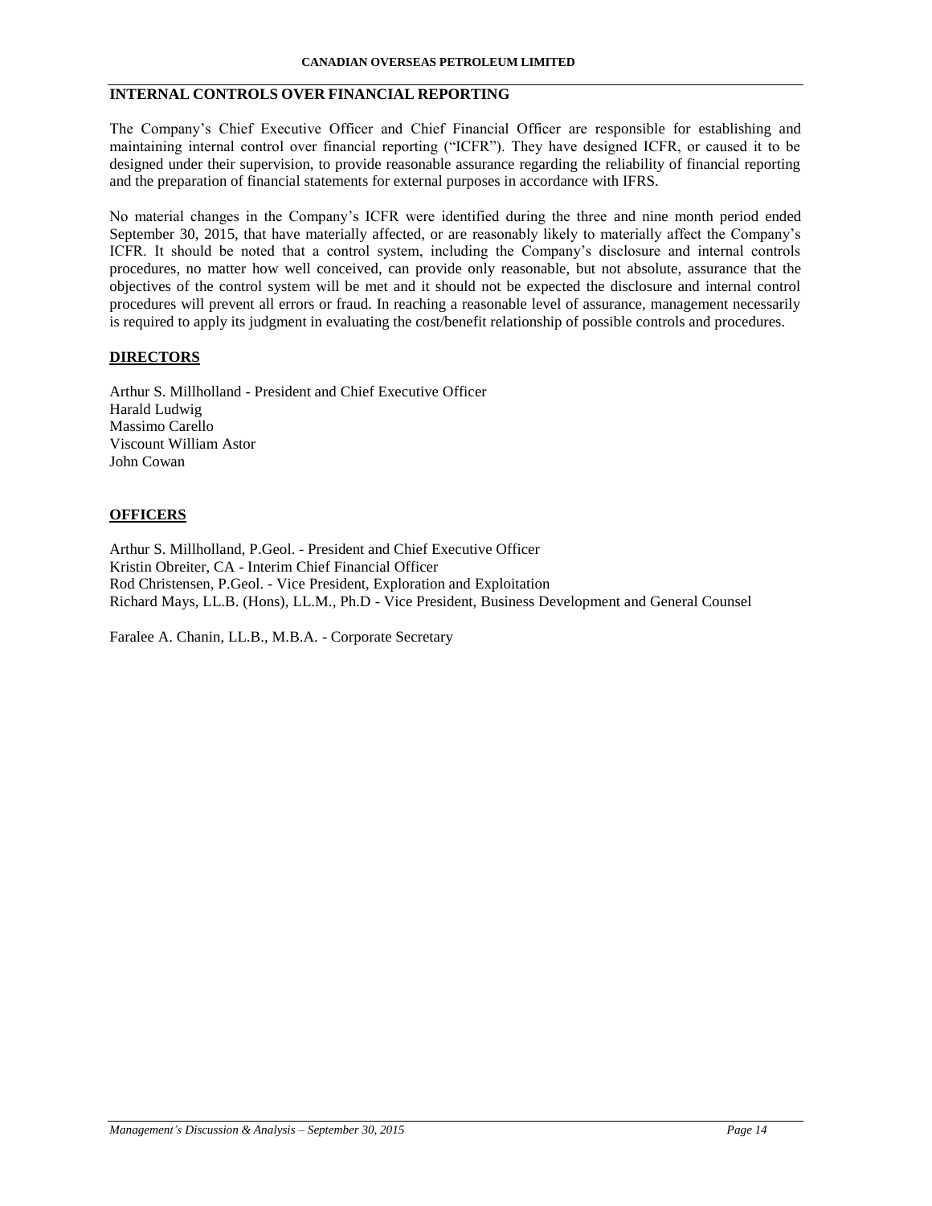## INTERNAL CONTROLS OVER FINANCIAL REPORTING

The Company's Chief Executive Officer and Chief Financial Officer are responsible for establishing and maintaining internal control over financial reporting ("ICFR"). They have designed ICFR, or caused it to be designed under their supervision, to provide reasonable assurance regarding the reliability of financial reporting and the preparation of financial statements for external purposes in accordance with IFRS.

No material changes in the Company's ICFR were identified during the three and nine month period ended September 30, 2015, that have materially affected, or are reasonably likely to materially affect the Company's ICFR. It should be noted that a control system, including the Company's disclosure and internal controls procedures, no matter how well conceived, can provide only reasonable, but not absolute, assurance that the objectives of the control system will be met and it should not be expected the disclosure and internal control procedures will prevent all errors or fraud. In reaching a reasonable level of assurance, management necessarily is required to apply its judgment in evaluating the cost/benefit relationship of possible controls and procedures.

## DIRECTORS

Arthur S. Millholland - President and Chief Executive Officer
Harald Ludwig
Massimo Carello
Viscount William Astor
John Cowan

## OFFICERS

Arthur S. Millholland, P.Geol. - President and Chief Executive Officer
Kristin Obreiter, CA - Interim Chief Financial Officer
Rod Christensen, P.Geol. - Vice President, Exploration and Exploitation
Richard Mays, LL.B. (Hons), LL.M., Ph.D - Vice President, Business Development and General Counsel

Faralee A. Chanin, LL.B., M.B.A. - Corporate Secretary